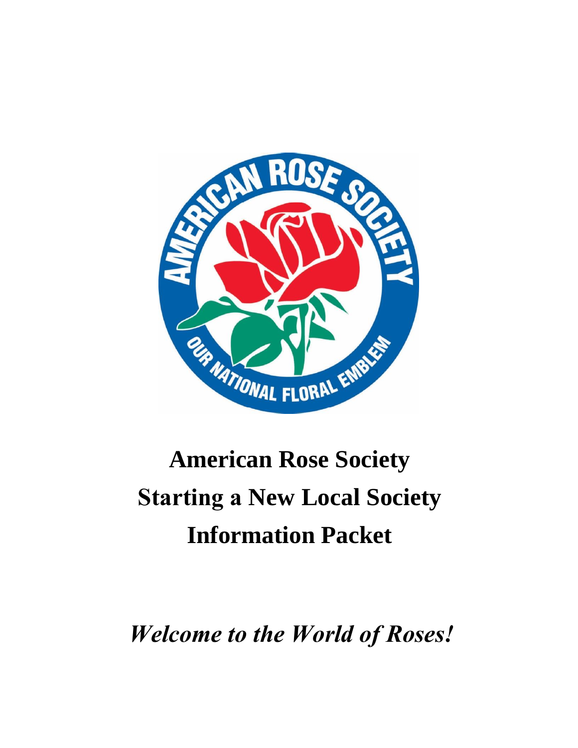# American Rose Society
# Starting a New Local Society
# Information Packet

*Welcome to the World of Roses!*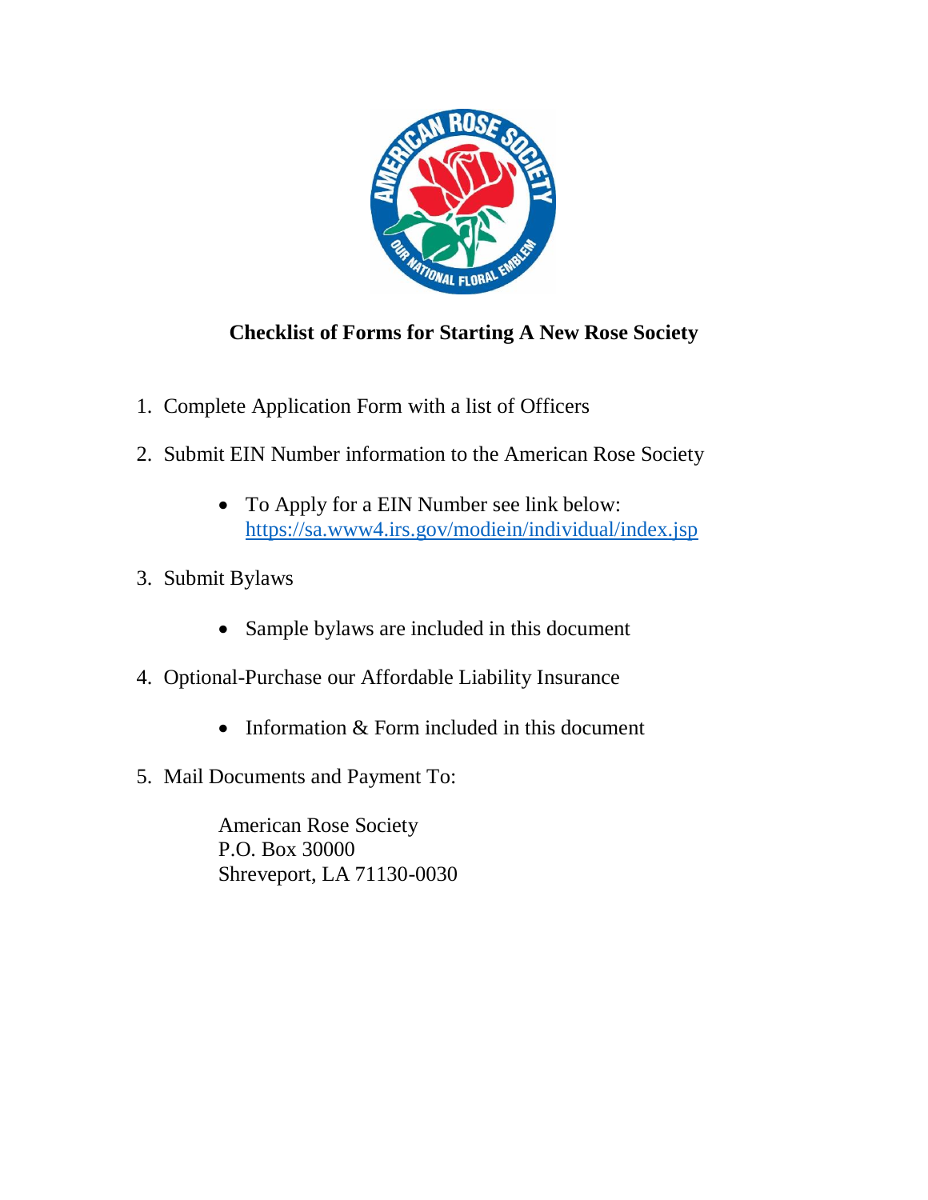## Checklist of Forms for Starting A New Rose Society

1. Complete Application Form with a list of Officers
2. Submit EIN Number information to the American Rose Society
    - To Apply for a EIN Number see link below: https://sa.www4.irs.gov/modiein/individual/index.jsp
3. Submit Bylaws
    - Sample bylaws are included in this document
4. Optional-Purchase our Affordable Liability Insurance
    - Information & Form included in this document
5. Mail Documents and Payment To:

   American Rose Society
   P.O. Box 30000
   Shreveport, LA 71130-0030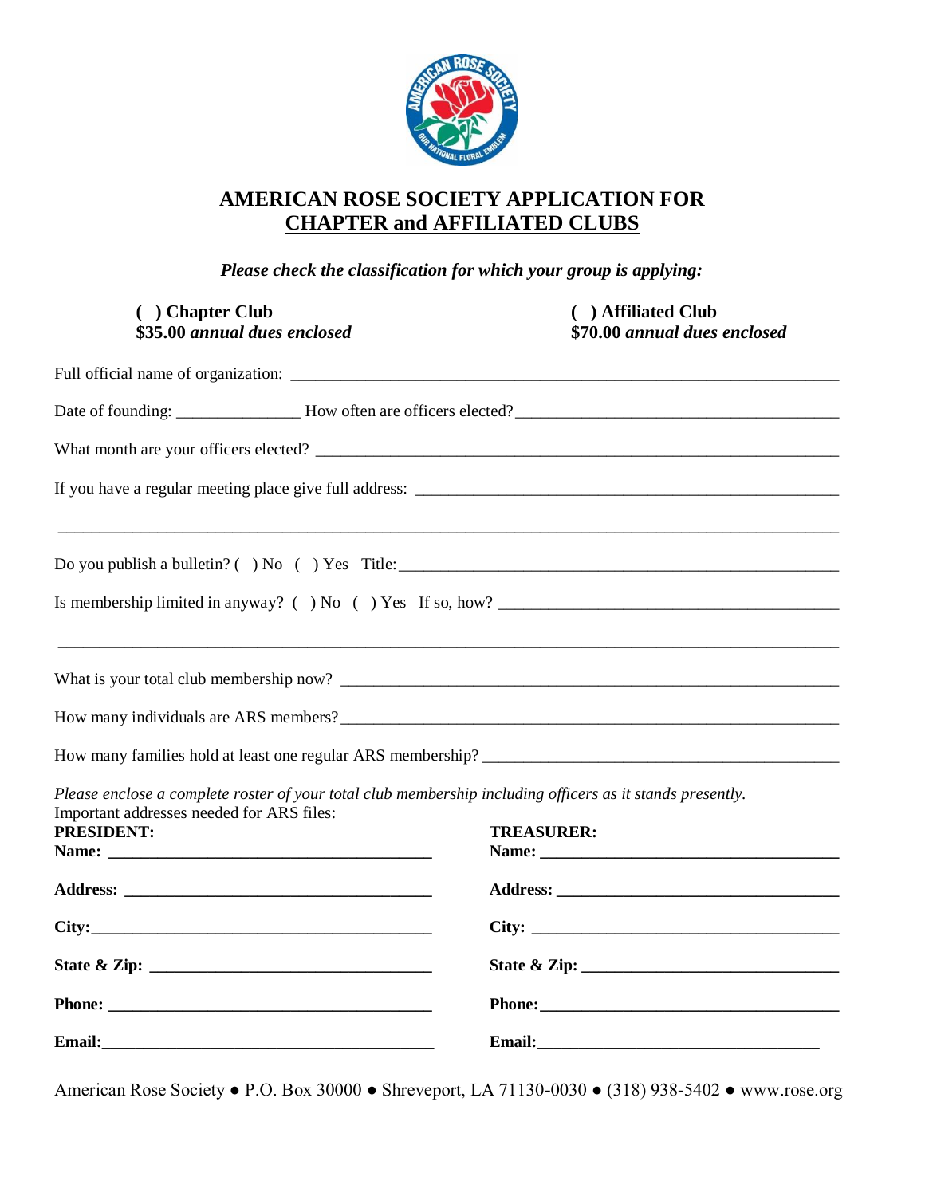# AMERICAN ROSE SOCIETY APPLICATION FOR CHAPTER and AFFILIATED CLUBS

***Please check the classification for which your group is applying:***

**( ) Chapter Club**
**$35.00 *annual dues enclosed***

**( ) Affiliated Club**
**$70.00 *annual dues enclosed***

Full official name of organization: ___________________________________________

Date of founding: _______________ How often are officers elected? ___________________________

What month are your officers elected? ___________________________________________

If you have a regular meeting place give full address: ___________________________________

_________________________________________________________________________

Do you publish a bulletin? ( ) No ( ) Yes Title: ___________________________________

Is membership limited in anyway? ( ) No ( ) Yes If so, how? ___________________________

_________________________________________________________________________

What is your total club membership now? ___________________________________________

How many individuals are ARS members? ___________________________________________

How many families hold at least one regular ARS membership? _________________________

*Please enclose a complete roster of your total club membership including officers as it stands presently.*

Important addresses needed for ARS files:

**PRESIDENT:**

**Name:** _______________________________________

**Address:** _____________________________________

**City:** ________________________________________

**State & Zip:** __________________________________

**Phone:** ______________________________________

**Email:** _______________________________________

**TREASURER:**

**Name:** _______________________________________

**Address:** _____________________________________

**City:** ________________________________________

**State & Zip:** __________________________________

**Phone:** ______________________________________

**Email:** _______________________________________

American Rose Society ● P.O. Box 30000 ● Shreveport, LA 71130-0030 ● (318) 938-5402 ● www.rose.org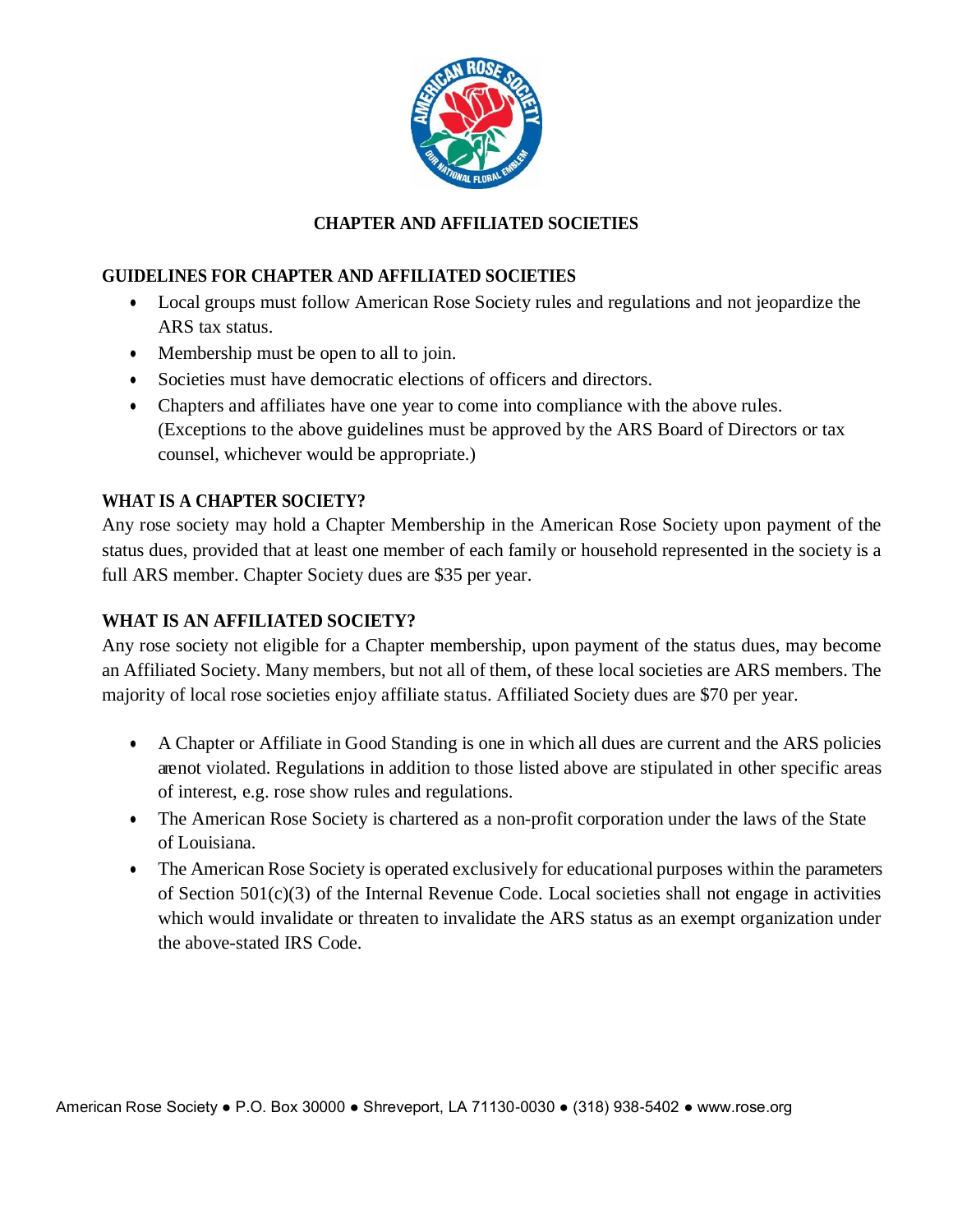## CHAPTER AND AFFILIATED SOCIETIES

### GUIDELINES FOR CHAPTER AND AFFILIATED SOCIETIES

- Local groups must follow American Rose Society rules and regulations and not jeopardize the ARS tax status.
- Membership must be open to all to join.
- Societies must have democratic elections of officers and directors.
- Chapters and affiliates have one year to come into compliance with the above rules. (Exceptions to the above guidelines must be approved by the ARS Board of Directors or tax counsel, whichever would be appropriate.)

### WHAT IS A CHAPTER SOCIETY?

Any rose society may hold a Chapter Membership in the American Rose Society upon payment of the status dues, provided that at least one member of each family or household represented in the society is a full ARS member. Chapter Society dues are $35 per year.

### WHAT IS AN AFFILIATED SOCIETY?

Any rose society not eligible for a Chapter membership, upon payment of the status dues, may become an Affiliated Society. Many members, but not all of them, of these local societies are ARS members. The majority of local rose societies enjoy affiliate status. Affiliated Society dues are $70 per year.

- A Chapter or Affiliate in Good Standing is one in which all dues are current and the ARS policies are not violated. Regulations in addition to those listed above are stipulated in other specific areas of interest, e.g. rose show rules and regulations.
- The American Rose Society is chartered as a non-profit corporation under the laws of the State of Louisiana.
- The American Rose Society is operated exclusively for educational purposes within the parameters of Section 501(c)(3) of the Internal Revenue Code. Local societies shall not engage in activities which would invalidate or threaten to invalidate the ARS status as an exempt organization under the above-stated IRS Code.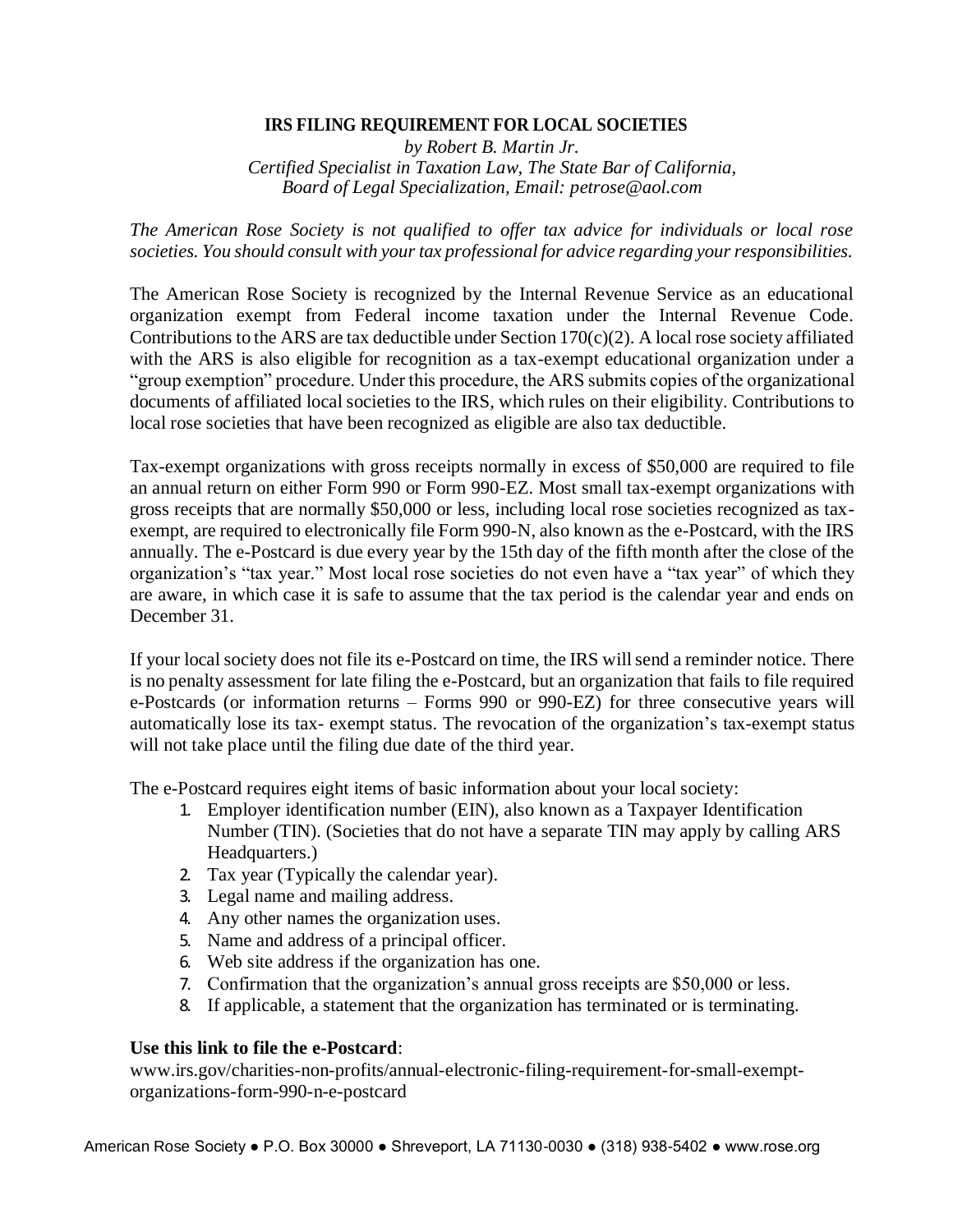**IRS FILING REQUIREMENT FOR LOCAL SOCIETIES**

*by Robert B. Martin Jr.*
*Certified Specialist in Taxation Law, The State Bar of California,*
*Board of Legal Specialization, Email: petrose@aol.com*

*The American Rose Society is not qualified to offer tax advice for individuals or local rose societies. You should consult with your tax professional for advice regarding your responsibilities.*

The American Rose Society is recognized by the Internal Revenue Service as an educational organization exempt from Federal income taxation under the Internal Revenue Code. Contributions to the ARS are tax deductible under Section 170(c)(2). A local rose society affiliated with the ARS is also eligible for recognition as a tax-exempt educational organization under a "group exemption" procedure. Under this procedure, the ARS submits copies of the organizational documents of affiliated local societies to the IRS, which rules on their eligibility. Contributions to local rose societies that have been recognized as eligible are also tax deductible.

Tax-exempt organizations with gross receipts normally in excess of $50,000 are required to file an annual return on either Form 990 or Form 990-EZ. Most small tax-exempt organizations with gross receipts that are normally $50,000 or less, including local rose societies recognized as tax-exempt, are required to electronically file Form 990-N, also known as the e-Postcard, with the IRS annually. The e-Postcard is due every year by the 15th day of the fifth month after the close of the organization's "tax year." Most local rose societies do not even have a "tax year" of which they are aware, in which case it is safe to assume that the tax period is the calendar year and ends on December 31.

If your local society does not file its e-Postcard on time, the IRS will send a reminder notice. There is no penalty assessment for late filing the e-Postcard, but an organization that fails to file required e-Postcards (or information returns – Forms 990 or 990-EZ) for three consecutive years will automatically lose its tax- exempt status. The revocation of the organization's tax-exempt status will not take place until the filing due date of the third year.

The e-Postcard requires eight items of basic information about your local society:

1. Employer identification number (EIN), also known as a Taxpayer Identification Number (TIN). (Societies that do not have a separate TIN may apply by calling ARS Headquarters.)
2. Tax year (Typically the calendar year).
3. Legal name and mailing address.
4. Any other names the organization uses.
5. Name and address of a principal officer.
6. Web site address if the organization has one.
7. Confirmation that the organization's annual gross receipts are $50,000 or less.
8. If applicable, a statement that the organization has terminated or is terminating.

**Use this link to file the e-Postcard**:
www.irs.gov/charities-non-profits/annual-electronic-filing-requirement-for-small-exempt-organizations-form-990-n-e-postcard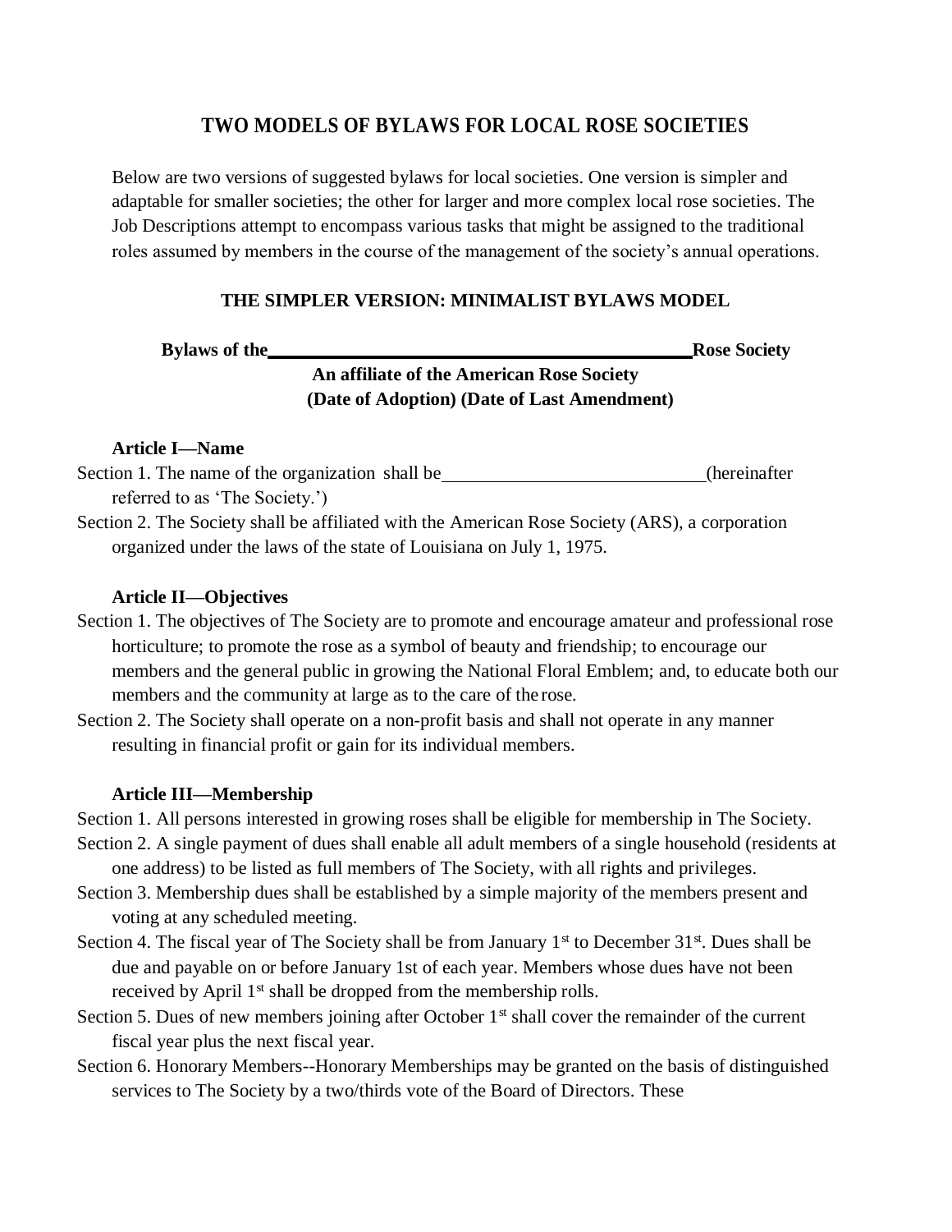# TWO MODELS OF BYLAWS FOR LOCAL ROSE SOCIETIES

Below are two versions of suggested bylaws for local societies. One version is simpler and adaptable for smaller societies; the other for larger and more complex local rose societies. The Job Descriptions attempt to encompass various tasks that might be assigned to the traditional roles assumed by members in the course of the management of the society's annual operations.

## THE SIMPLER VERSION: MINIMALIST BYLAWS MODEL

**Bylaws of the \_\_\_\_\_\_\_\_\_\_\_\_\_\_\_\_\_\_\_\_\_\_\_\_\_\_\_\_\_\_\_\_\_\_\_\_\_\_\_\_ Rose Society**

**An affiliate of the American Rose Society**

**(Date of Adoption) (Date of Last Amendment)**

### Article I—Name

Section 1. The name of the organization shall be \_\_\_\_\_\_\_\_\_\_\_\_\_\_\_\_\_\_\_\_\_\_\_\_\_\_\_\_ (hereinafter referred to as 'The Society.')

Section 2. The Society shall be affiliated with the American Rose Society (ARS), a corporation organized under the laws of the state of Louisiana on July 1, 1975.

### Article II—Objectives

Section 1. The objectives of The Society are to promote and encourage amateur and professional rose horticulture; to promote the rose as a symbol of beauty and friendship; to encourage our members and the general public in growing the National Floral Emblem; and, to educate both our members and the community at large as to the care of the rose.

Section 2. The Society shall operate on a non-profit basis and shall not operate in any manner resulting in financial profit or gain for its individual members.

### Article III—Membership

Section 1. All persons interested in growing roses shall be eligible for membership in The Society.

Section 2. A single payment of dues shall enable all adult members of a single household (residents at one address) to be listed as full members of The Society, with all rights and privileges.

Section 3. Membership dues shall be established by a simple majority of the members present and voting at any scheduled meeting.

Section 4. The fiscal year of The Society shall be from January 1st to December 31st. Dues shall be due and payable on or before January 1st of each year. Members whose dues have not been received by April 1st shall be dropped from the membership rolls.

Section 5. Dues of new members joining after October 1st shall cover the remainder of the current fiscal year plus the next fiscal year.

Section 6. Honorary Members--Honorary Memberships may be granted on the basis of distinguished services to The Society by a two/thirds vote of the Board of Directors. These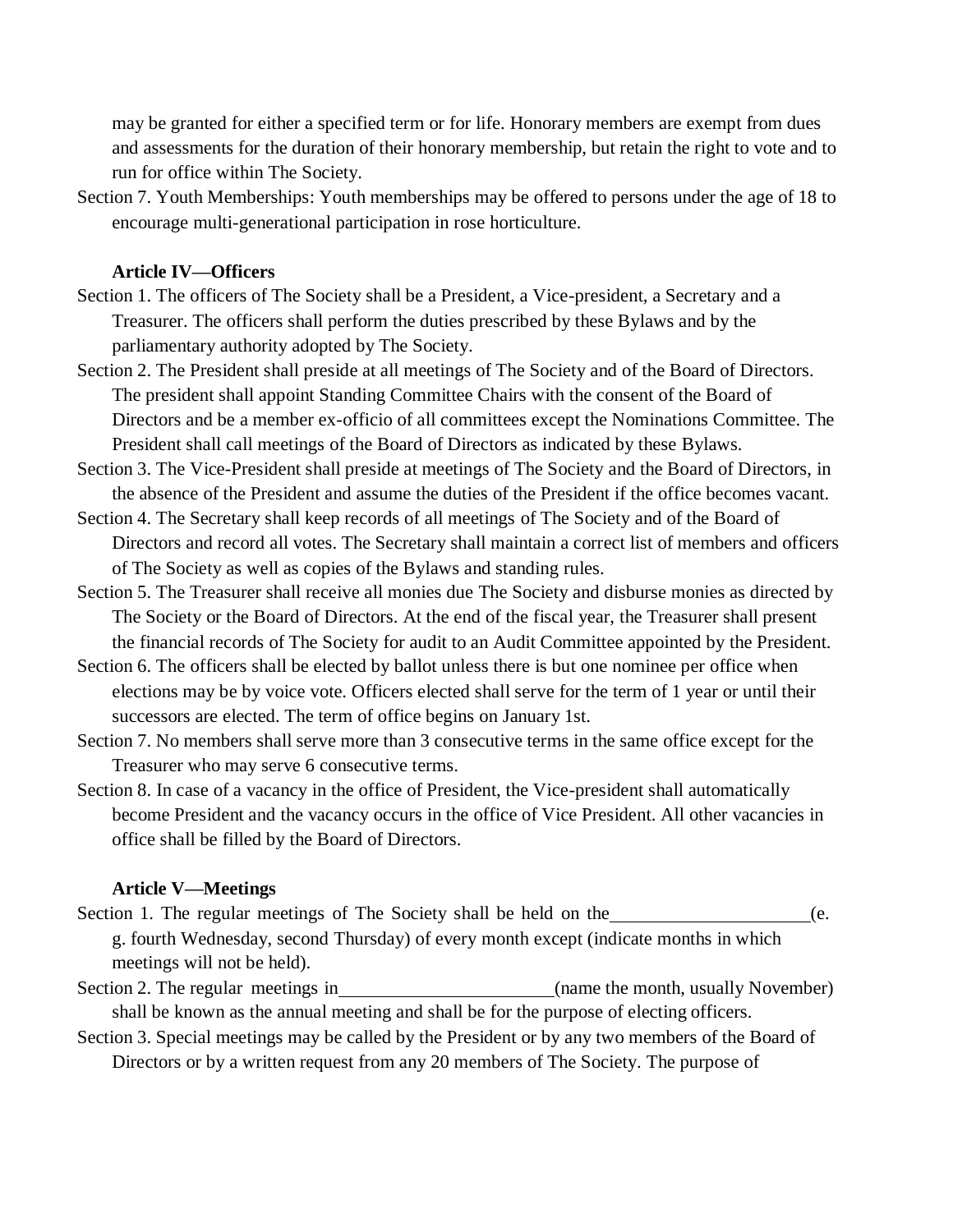may be granted for either a specified term or for life. Honorary members are exempt from dues and assessments for the duration of their honorary membership, but retain the right to vote and to run for office within The Society.

Section 7. Youth Memberships: Youth memberships may be offered to persons under the age of 18 to encourage multi-generational participation in rose horticulture.

**Article IV—Officers**

Section 1. The officers of The Society shall be a President, a Vice-president, a Secretary and a Treasurer. The officers shall perform the duties prescribed by these Bylaws and by the parliamentary authority adopted by The Society.

Section 2. The President shall preside at all meetings of The Society and of the Board of Directors. The president shall appoint Standing Committee Chairs with the consent of the Board of Directors and be a member ex-officio of all committees except the Nominations Committee. The President shall call meetings of the Board of Directors as indicated by these Bylaws.

Section 3. The Vice-President shall preside at meetings of The Society and the Board of Directors, in the absence of the President and assume the duties of the President if the office becomes vacant.

Section 4. The Secretary shall keep records of all meetings of The Society and of the Board of Directors and record all votes. The Secretary shall maintain a correct list of members and officers of The Society as well as copies of the Bylaws and standing rules.

Section 5. The Treasurer shall receive all monies due The Society and disburse monies as directed by The Society or the Board of Directors. At the end of the fiscal year, the Treasurer shall present the financial records of The Society for audit to an Audit Committee appointed by the President.

Section 6. The officers shall be elected by ballot unless there is but one nominee per office when elections may be by voice vote. Officers elected shall serve for the term of 1 year or until their successors are elected. The term of office begins on January 1st.

Section 7. No members shall serve more than 3 consecutive terms in the same office except for the Treasurer who may serve 6 consecutive terms.

Section 8. In case of a vacancy in the office of President, the Vice-president shall automatically become President and the vacancy occurs in the office of Vice President. All other vacancies in office shall be filled by the Board of Directors.

**Article V—Meetings**

Section 1. The regular meetings of The Society shall be held on the\_\_\_\_\_\_\_\_\_\_\_\_\_\_\_\_\_\_\_\_\_\_(e. g. fourth Wednesday, second Thursday) of every month except (indicate months in which meetings will not be held).

Section 2. The regular meetings in\_\_\_\_\_\_\_\_\_\_\_\_\_\_\_\_\_\_\_\_\_\_\_\_(name the month, usually November) shall be known as the annual meeting and shall be for the purpose of electing officers.

Section 3. Special meetings may be called by the President or by any two members of the Board of Directors or by a written request from any 20 members of The Society. The purpose of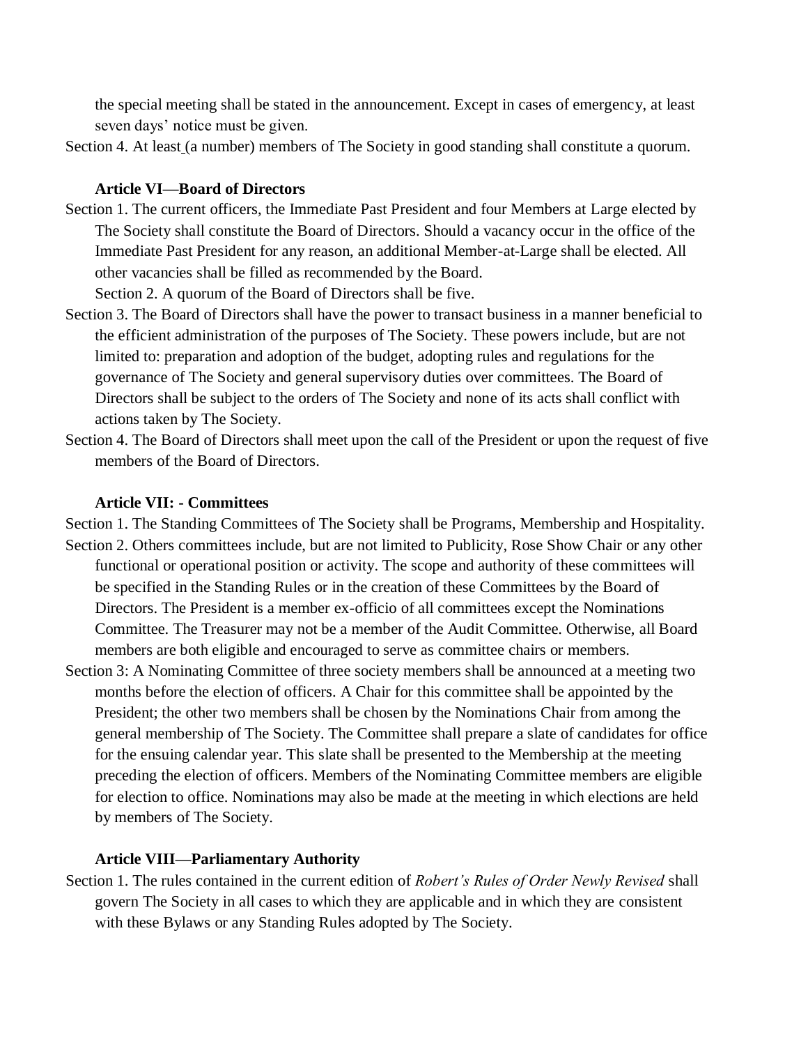the special meeting shall be stated in the announcement. Except in cases of emergency, at least seven days' notice must be given.

Section 4. At least (a number) members of The Society in good standing shall constitute a quorum.

### Article VI—Board of Directors

Section 1. The current officers, the Immediate Past President and four Members at Large elected by The Society shall constitute the Board of Directors. Should a vacancy occur in the office of the Immediate Past President for any reason, an additional Member-at-Large shall be elected. All other vacancies shall be filled as recommended by the Board.

Section 2. A quorum of the Board of Directors shall be five.

Section 3. The Board of Directors shall have the power to transact business in a manner beneficial to the efficient administration of the purposes of The Society. These powers include, but are not limited to: preparation and adoption of the budget, adopting rules and regulations for the governance of The Society and general supervisory duties over committees. The Board of Directors shall be subject to the orders of The Society and none of its acts shall conflict with actions taken by The Society.

Section 4. The Board of Directors shall meet upon the call of the President or upon the request of five members of the Board of Directors.

### Article VII: - Committees

Section 1. The Standing Committees of The Society shall be Programs, Membership and Hospitality.

Section 2. Others committees include, but are not limited to Publicity, Rose Show Chair or any other functional or operational position or activity. The scope and authority of these committees will be specified in the Standing Rules or in the creation of these Committees by the Board of Directors. The President is a member ex-officio of all committees except the Nominations Committee. The Treasurer may not be a member of the Audit Committee. Otherwise, all Board members are both eligible and encouraged to serve as committee chairs or members.

Section 3: A Nominating Committee of three society members shall be announced at a meeting two months before the election of officers. A Chair for this committee shall be appointed by the President; the other two members shall be chosen by the Nominations Chair from among the general membership of The Society. The Committee shall prepare a slate of candidates for office for the ensuing calendar year. This slate shall be presented to the Membership at the meeting preceding the election of officers. Members of the Nominating Committee members are eligible for election to office. Nominations may also be made at the meeting in which elections are held by members of The Society.

### Article VIII—Parliamentary Authority

Section 1. The rules contained in the current edition of *Robert's Rules of Order Newly Revised* shall govern The Society in all cases to which they are applicable and in which they are consistent with these Bylaws or any Standing Rules adopted by The Society.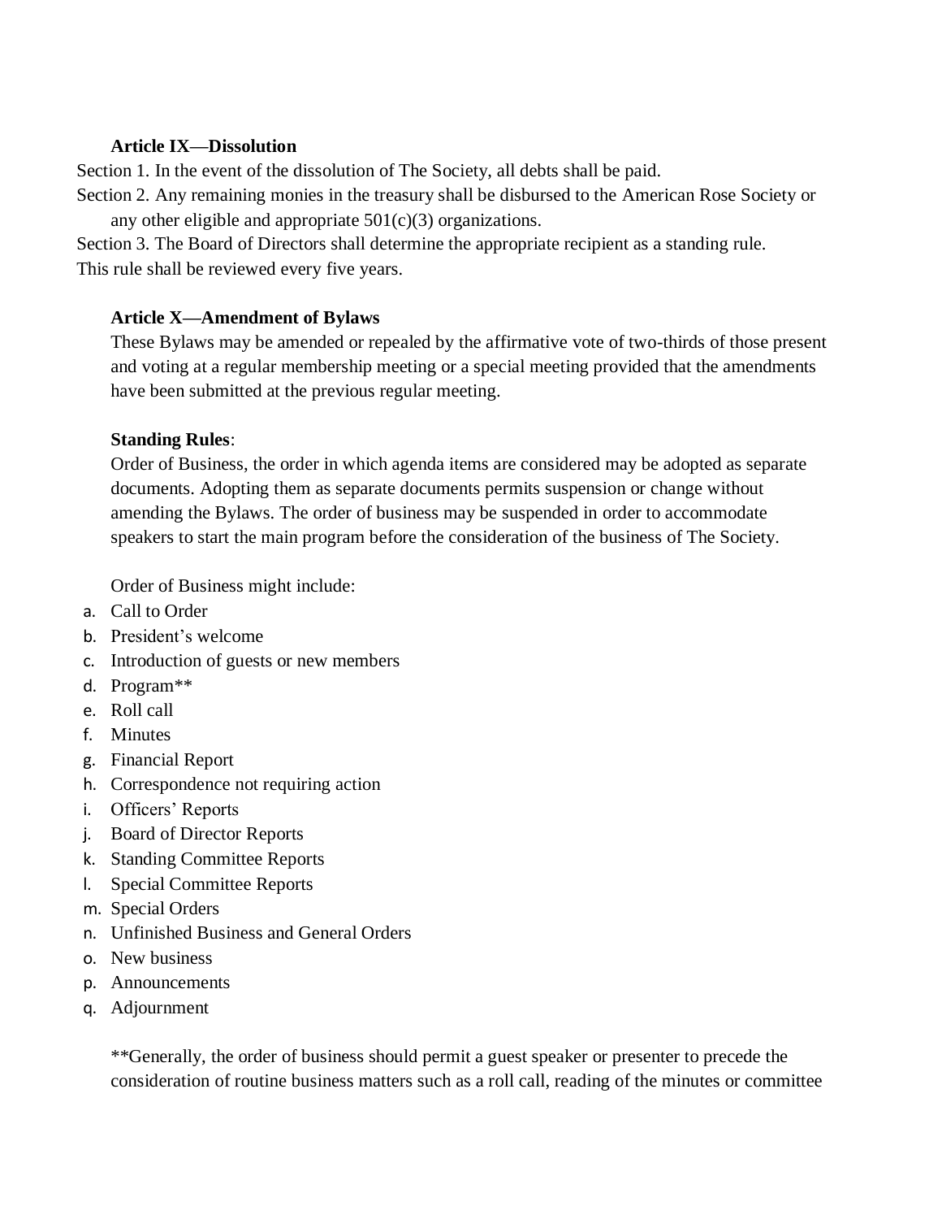### Article IX—Dissolution

Section 1. In the event of the dissolution of The Society, all debts shall be paid.

Section 2. Any remaining monies in the treasury shall be disbursed to the American Rose Society or any other eligible and appropriate 501(c)(3) organizations.

Section 3. The Board of Directors shall determine the appropriate recipient as a standing rule. This rule shall be reviewed every five years.

### Article X—Amendment of Bylaws

These Bylaws may be amended or repealed by the affirmative vote of two-thirds of those present and voting at a regular membership meeting or a special meeting provided that the amendments have been submitted at the previous regular meeting.

**Standing Rules**:

Order of Business, the order in which agenda items are considered may be adopted as separate documents. Adopting them as separate documents permits suspension or change without amending the Bylaws. The order of business may be suspended in order to accommodate speakers to start the main program before the consideration of the business of The Society.

Order of Business might include:

a. Call to Order
b. President's welcome
c. Introduction of guests or new members
d. Program**
e. Roll call
f. Minutes
g. Financial Report
h. Correspondence not requiring action
i. Officers' Reports
j. Board of Director Reports
k. Standing Committee Reports
l. Special Committee Reports
m. Special Orders
n. Unfinished Business and General Orders
o. New business
p. Announcements
q. Adjournment

**Generally, the order of business should permit a guest speaker or presenter to precede the consideration of routine business matters such as a roll call, reading of the minutes or committee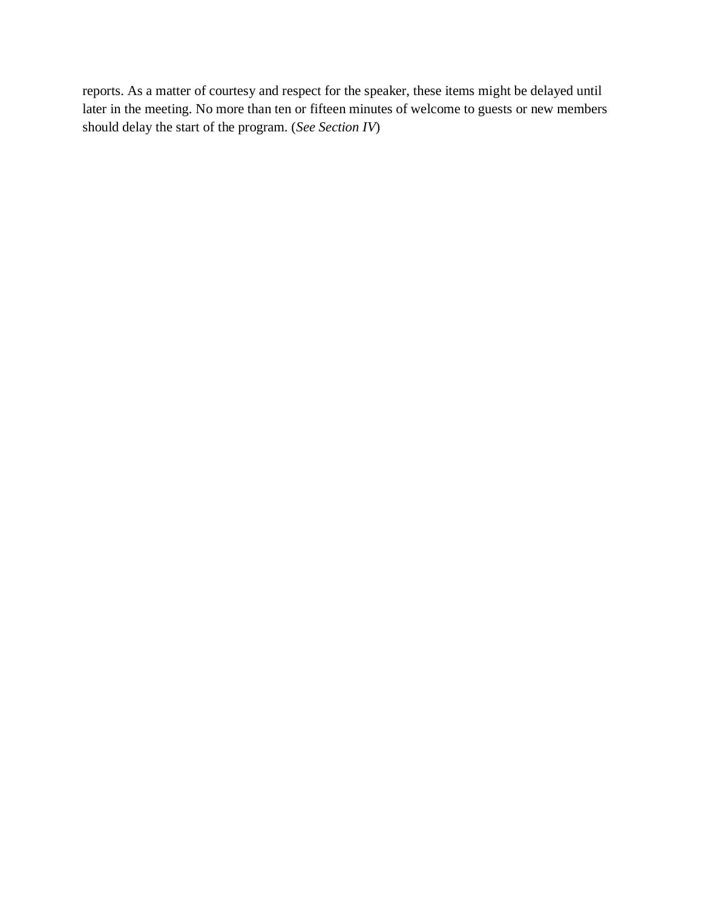reports. As a matter of courtesy and respect for the speaker, these items might be delayed until later in the meeting. No more than ten or fifteen minutes of welcome to guests or new members should delay the start of the program. (*See Section IV*)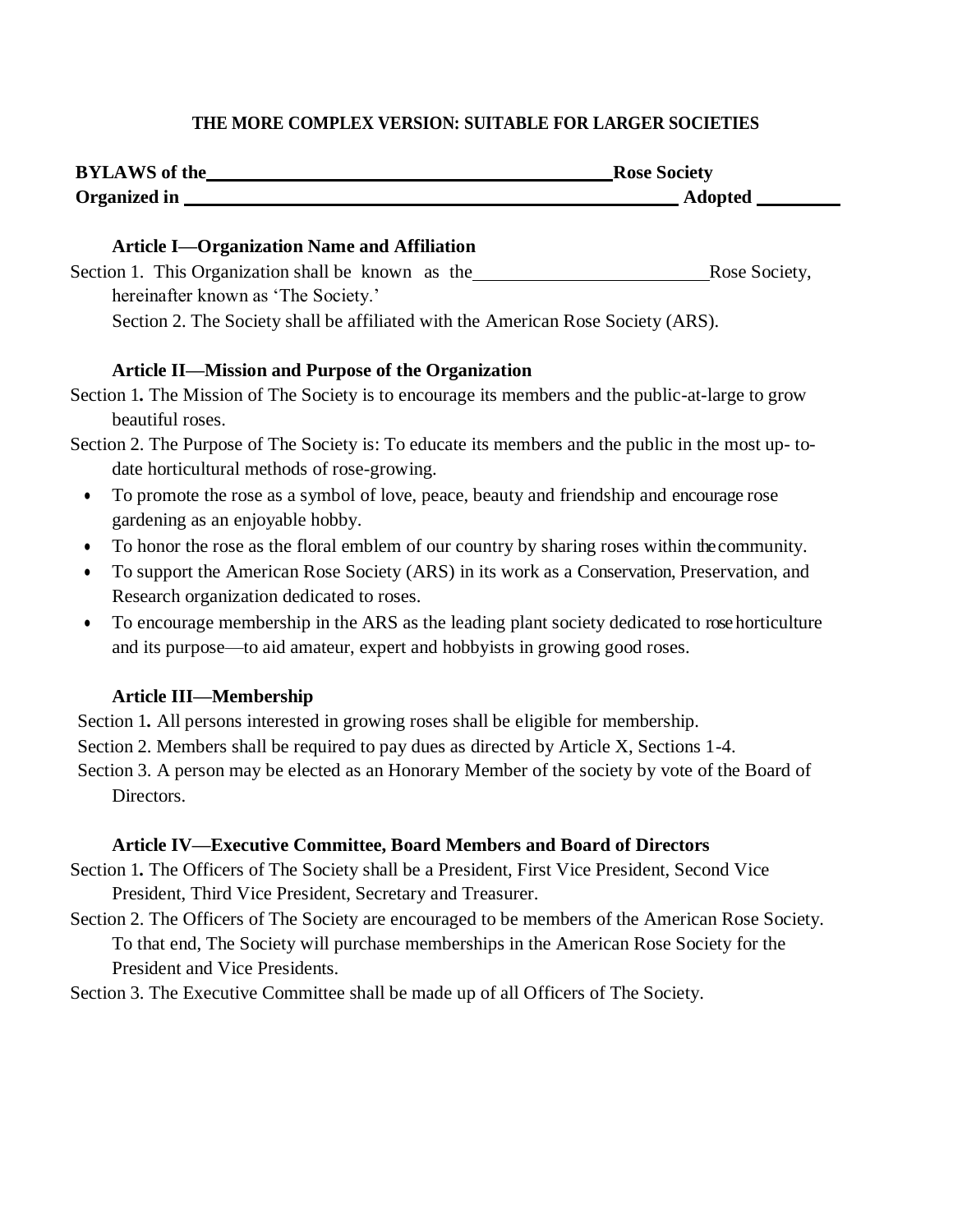**THE MORE COMPLEX VERSION: SUITABLE FOR LARGER SOCIETIES**

**BYLAWS of the \_\_\_\_\_\_\_\_\_\_\_\_\_\_\_\_\_\_\_\_\_\_\_\_\_\_\_\_\_\_\_\_\_\_\_\_\_\_\_\_ Rose Society**
**Organized in \_\_\_\_\_\_\_\_\_\_\_\_\_\_\_\_\_\_\_\_\_\_\_\_\_\_\_\_\_\_\_\_\_\_\_\_\_\_\_\_\_\_\_\_\_\_\_\_ Adopted \_\_\_\_\_\_\_\_**

### Article I—Organization Name and Affiliation

Section 1. This Organization shall be known as the \_\_\_\_\_\_\_\_\_\_\_\_\_\_\_\_\_\_\_\_\_\_\_\_ Rose Society, hereinafter known as 'The Society.'

Section 2. The Society shall be affiliated with the American Rose Society (ARS).

### Article II—Mission and Purpose of the Organization

Section 1**.** The Mission of The Society is to encourage its members and the public-at-large to grow beautiful roses.

Section 2. The Purpose of The Society is: To educate its members and the public in the most up- to-date horticultural methods of rose-growing.

- To promote the rose as a symbol of love, peace, beauty and friendship and encourage rose gardening as an enjoyable hobby.
- To honor the rose as the floral emblem of our country by sharing roses within the community.
- To support the American Rose Society (ARS) in its work as a Conservation, Preservation, and Research organization dedicated to roses.
- To encourage membership in the ARS as the leading plant society dedicated to rose horticulture and its purpose—to aid amateur, expert and hobbyists in growing good roses.

### Article III—Membership

Section 1**.** All persons interested in growing roses shall be eligible for membership.

Section 2. Members shall be required to pay dues as directed by Article X, Sections 1-4.

Section 3. A person may be elected as an Honorary Member of the society by vote of the Board of Directors.

### Article IV—Executive Committee, Board Members and Board of Directors

Section 1**.** The Officers of The Society shall be a President, First Vice President, Second Vice President, Third Vice President, Secretary and Treasurer.

Section 2. The Officers of The Society are encouraged to be members of the American Rose Society. To that end, The Society will purchase memberships in the American Rose Society for the President and Vice Presidents.

Section 3. The Executive Committee shall be made up of all Officers of The Society.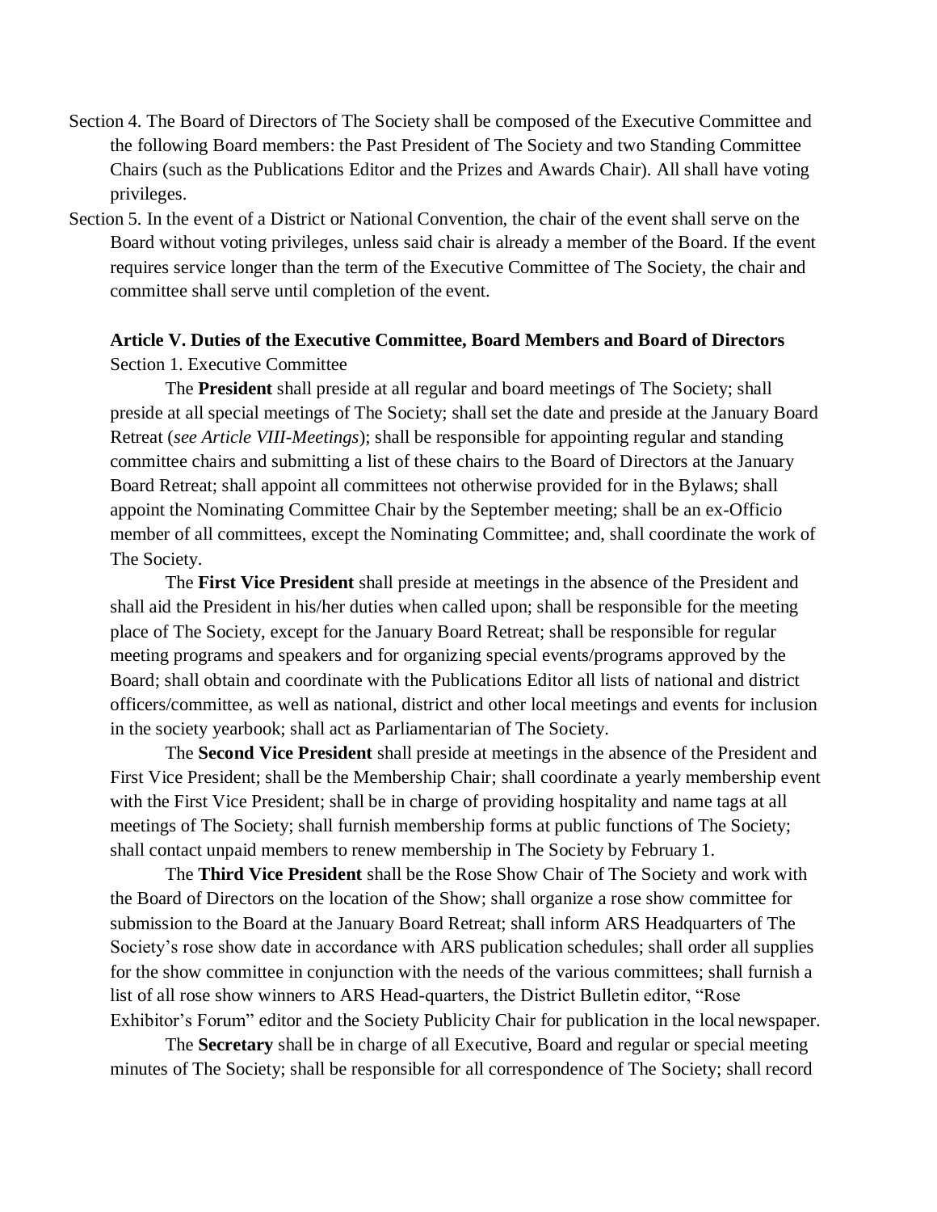Section 4. The Board of Directors of The Society shall be composed of the Executive Committee and the following Board members: the Past President of The Society and two Standing Committee Chairs (such as the Publications Editor and the Prizes and Awards Chair). All shall have voting privileges.

Section 5. In the event of a District or National Convention, the chair of the event shall serve on the Board without voting privileges, unless said chair is already a member of the Board. If the event requires service longer than the term of the Executive Committee of The Society, the chair and committee shall serve until completion of the event.

**Article V. Duties of the Executive Committee, Board Members and Board of Directors**

Section 1. Executive Committee

The **President** shall preside at all regular and board meetings of The Society; shall preside at all special meetings of The Society; shall set the date and preside at the January Board Retreat (*see Article VIII-Meetings*); shall be responsible for appointing regular and standing committee chairs and submitting a list of these chairs to the Board of Directors at the January Board Retreat; shall appoint all committees not otherwise provided for in the Bylaws; shall appoint the Nominating Committee Chair by the September meeting; shall be an ex-Officio member of all committees, except the Nominating Committee; and, shall coordinate the work of The Society.

The **First Vice President** shall preside at meetings in the absence of the President and shall aid the President in his/her duties when called upon; shall be responsible for the meeting place of The Society, except for the January Board Retreat; shall be responsible for regular meeting programs and speakers and for organizing special events/programs approved by the Board; shall obtain and coordinate with the Publications Editor all lists of national and district officers/committee, as well as national, district and other local meetings and events for inclusion in the society yearbook; shall act as Parliamentarian of The Society.

The **Second Vice President** shall preside at meetings in the absence of the President and First Vice President; shall be the Membership Chair; shall coordinate a yearly membership event with the First Vice President; shall be in charge of providing hospitality and name tags at all meetings of The Society; shall furnish membership forms at public functions of The Society; shall contact unpaid members to renew membership in The Society by February 1.

The **Third Vice President** shall be the Rose Show Chair of The Society and work with the Board of Directors on the location of the Show; shall organize a rose show committee for submission to the Board at the January Board Retreat; shall inform ARS Headquarters of The Society's rose show date in accordance with ARS publication schedules; shall order all supplies for the show committee in conjunction with the needs of the various committees; shall furnish a list of all rose show winners to ARS Head-quarters, the District Bulletin editor, "Rose Exhibitor's Forum" editor and the Society Publicity Chair for publication in the local newspaper.

The **Secretary** shall be in charge of all Executive, Board and regular or special meeting minutes of The Society; shall be responsible for all correspondence of The Society; shall record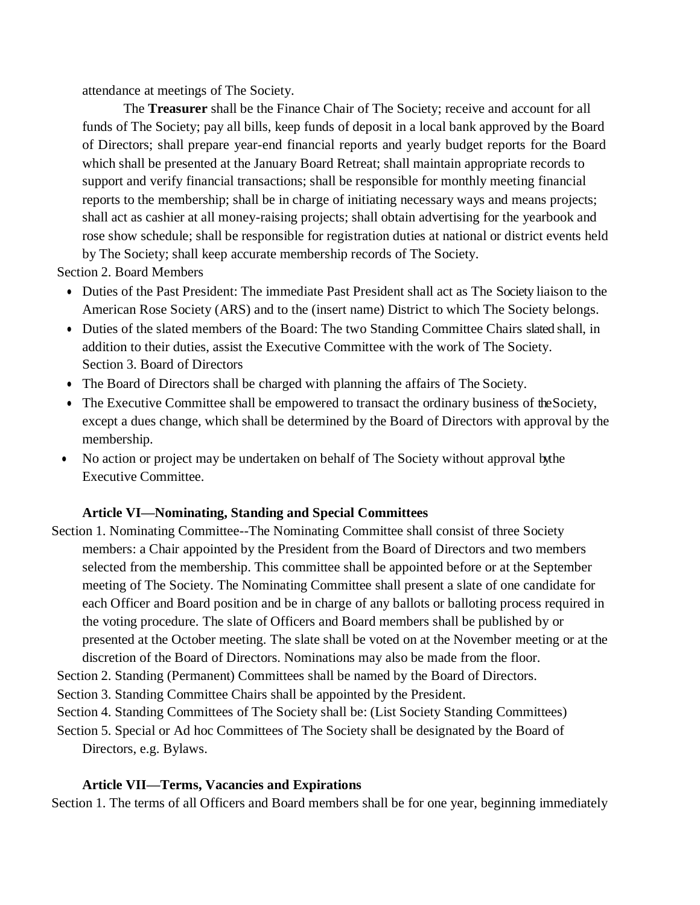attendance at meetings of The Society.

The **Treasurer** shall be the Finance Chair of The Society; receive and account for all funds of The Society; pay all bills, keep funds of deposit in a local bank approved by the Board of Directors; shall prepare year-end financial reports and yearly budget reports for the Board which shall be presented at the January Board Retreat; shall maintain appropriate records to support and verify financial transactions; shall be responsible for monthly meeting financial reports to the membership; shall be in charge of initiating necessary ways and means projects; shall act as cashier at all money-raising projects; shall obtain advertising for the yearbook and rose show schedule; shall be responsible for registration duties at national or district events held by The Society; shall keep accurate membership records of The Society.

Section 2. Board Members

- Duties of the Past President: The immediate Past President shall act as The Society liaison to the American Rose Society (ARS) and to the (insert name) District to which The Society belongs.
- Duties of the slated members of the Board: The two Standing Committee Chairs slated shall, in addition to their duties, assist the Executive Committee with the work of The Society.

Section 3. Board of Directors

- The Board of Directors shall be charged with planning the affairs of The Society.
- The Executive Committee shall be empowered to transact the ordinary business of the Society, except a dues change, which shall be determined by the Board of Directors with approval by the membership.
- No action or project may be undertaken on behalf of The Society without approval by the Executive Committee.

**Article VI—Nominating, Standing and Special Committees**

Section 1. Nominating Committee--The Nominating Committee shall consist of three Society members: a Chair appointed by the President from the Board of Directors and two members selected from the membership. This committee shall be appointed before or at the September meeting of The Society. The Nominating Committee shall present a slate of one candidate for each Officer and Board position and be in charge of any ballots or balloting process required in the voting procedure. The slate of Officers and Board members shall be published by or presented at the October meeting. The slate shall be voted on at the November meeting or at the discretion of the Board of Directors. Nominations may also be made from the floor.

Section 2. Standing (Permanent) Committees shall be named by the Board of Directors.

Section 3. Standing Committee Chairs shall be appointed by the President.

Section 4. Standing Committees of The Society shall be: (List Society Standing Committees)

Section 5. Special or Ad hoc Committees of The Society shall be designated by the Board of Directors, e.g. Bylaws.

**Article VII—Terms, Vacancies and Expirations**

Section 1. The terms of all Officers and Board members shall be for one year, beginning immediately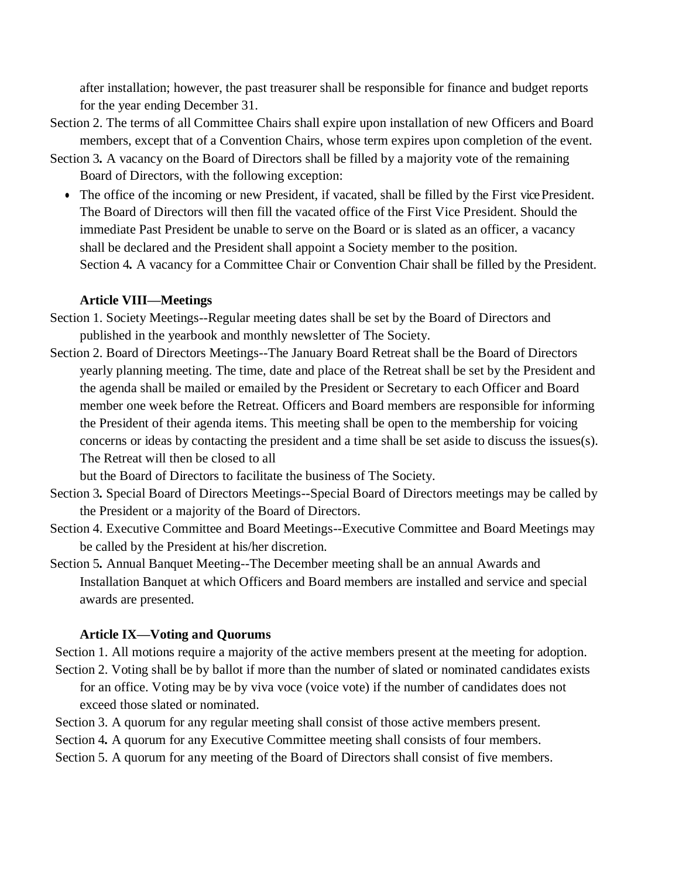after installation; however, the past treasurer shall be responsible for finance and budget reports for the year ending December 31.

Section 2. The terms of all Committee Chairs shall expire upon installation of new Officers and Board members, except that of a Convention Chairs, whose term expires upon completion of the event.

Section 3**.** A vacancy on the Board of Directors shall be filled by a majority vote of the remaining Board of Directors, with the following exception:

- The office of the incoming or new President, if vacated, shall be filled by the First vice President. The Board of Directors will then fill the vacated office of the First Vice President. Should the immediate Past President be unable to serve on the Board or is slated as an officer, a vacancy shall be declared and the President shall appoint a Society member to the position.

Section 4**.** A vacancy for a Committee Chair or Convention Chair shall be filled by the President.

**Article VIII—Meetings**

Section 1. Society Meetings--Regular meeting dates shall be set by the Board of Directors and published in the yearbook and monthly newsletter of The Society.

Section 2. Board of Directors Meetings--The January Board Retreat shall be the Board of Directors yearly planning meeting. The time, date and place of the Retreat shall be set by the President and the agenda shall be mailed or emailed by the President or Secretary to each Officer and Board member one week before the Retreat. Officers and Board members are responsible for informing the President of their agenda items. This meeting shall be open to the membership for voicing concerns or ideas by contacting the president and a time shall be set aside to discuss the issues(s). The Retreat will then be closed to all but the Board of Directors to facilitate the business of The Society.

Section 3**.** Special Board of Directors Meetings--Special Board of Directors meetings may be called by the President or a majority of the Board of Directors.

Section 4. Executive Committee and Board Meetings--Executive Committee and Board Meetings may be called by the President at his/her discretion.

Section 5**.** Annual Banquet Meeting--The December meeting shall be an annual Awards and Installation Banquet at which Officers and Board members are installed and service and special awards are presented.

**Article IX—Voting and Quorums**

Section 1. All motions require a majority of the active members present at the meeting for adoption.

Section 2. Voting shall be by ballot if more than the number of slated or nominated candidates exists for an office. Voting may be by viva voce (voice vote) if the number of candidates does not exceed those slated or nominated.

Section 3. A quorum for any regular meeting shall consist of those active members present.

Section 4**.** A quorum for any Executive Committee meeting shall consists of four members.

Section 5. A quorum for any meeting of the Board of Directors shall consist of five members.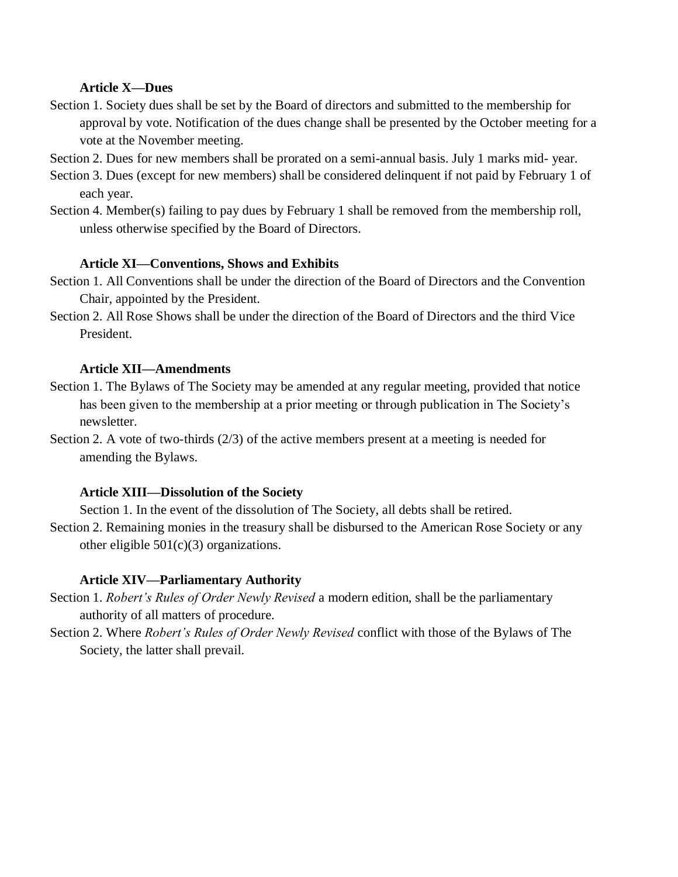**Article X—Dues**

Section 1. Society dues shall be set by the Board of directors and submitted to the membership for approval by vote. Notification of the dues change shall be presented by the October meeting for a vote at the November meeting.

Section 2. Dues for new members shall be prorated on a semi-annual basis. July 1 marks mid- year.

Section 3. Dues (except for new members) shall be considered delinquent if not paid by February 1 of each year.

Section 4. Member(s) failing to pay dues by February 1 shall be removed from the membership roll, unless otherwise specified by the Board of Directors.

**Article XI—Conventions, Shows and Exhibits**

Section 1. All Conventions shall be under the direction of the Board of Directors and the Convention Chair, appointed by the President.

Section 2. All Rose Shows shall be under the direction of the Board of Directors and the third Vice President.

**Article XII—Amendments**

Section 1. The Bylaws of The Society may be amended at any regular meeting, provided that notice has been given to the membership at a prior meeting or through publication in The Society's newsletter.

Section 2. A vote of two-thirds (2/3) of the active members present at a meeting is needed for amending the Bylaws.

**Article XIII—Dissolution of the Society**

Section 1. In the event of the dissolution of The Society, all debts shall be retired.

Section 2. Remaining monies in the treasury shall be disbursed to the American Rose Society or any other eligible 501(c)(3) organizations.

**Article XIV—Parliamentary Authority**

Section 1. *Robert's Rules of Order Newly Revised* a modern edition, shall be the parliamentary authority of all matters of procedure.

Section 2. Where *Robert's Rules of Order Newly Revised* conflict with those of the Bylaws of The Society, the latter shall prevail.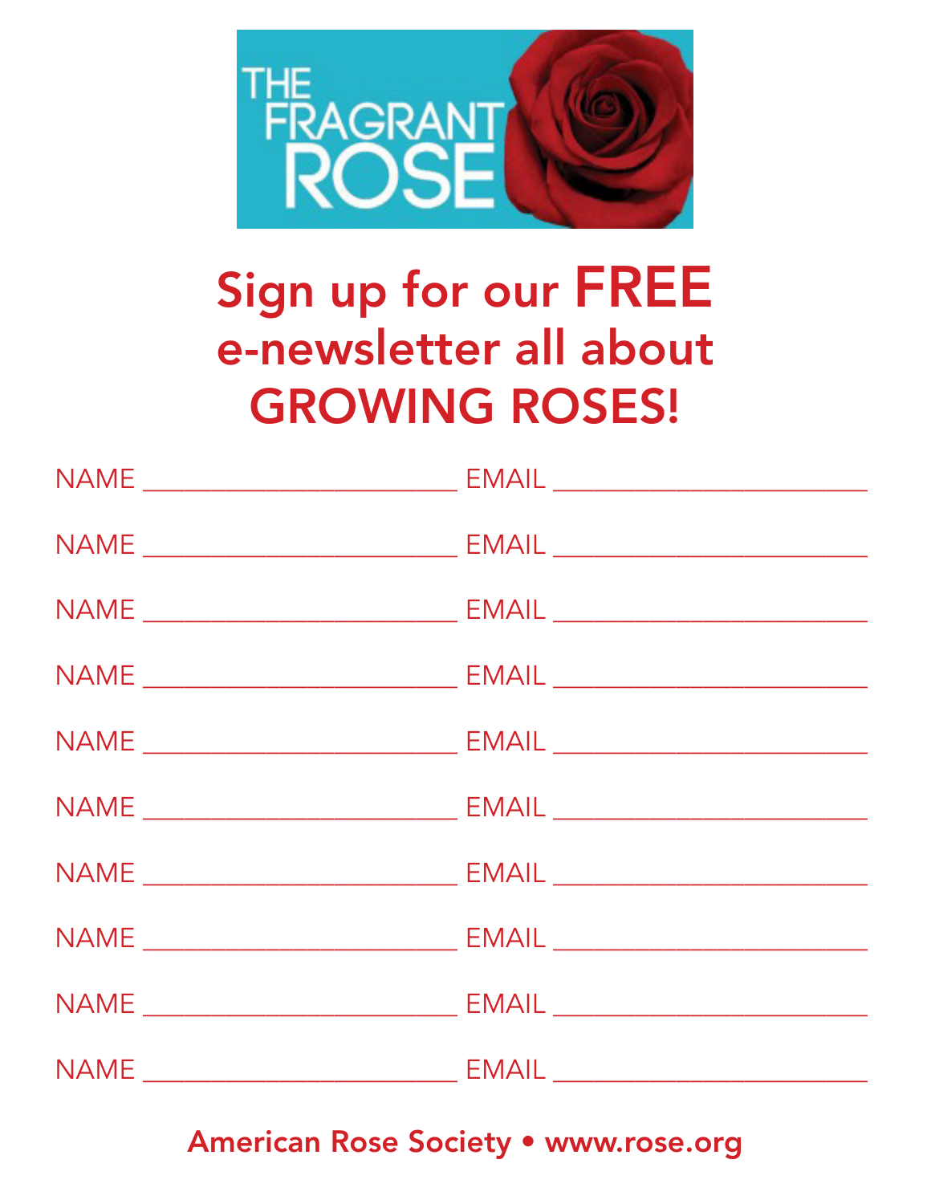THE FRAGRANT ROSE

# Sign up for our FREE e-newsletter all about GROWING ROSES!

NAME ______________________ EMAIL ______________________

NAME ______________________ EMAIL ______________________

NAME ______________________ EMAIL ______________________

NAME ______________________ EMAIL ______________________

NAME ______________________ EMAIL ______________________

NAME ______________________ EMAIL ______________________

NAME ______________________ EMAIL ______________________

NAME ______________________ EMAIL ______________________

NAME ______________________ EMAIL ______________________

NAME ______________________ EMAIL ______________________

**American Rose Society • www.rose.org**